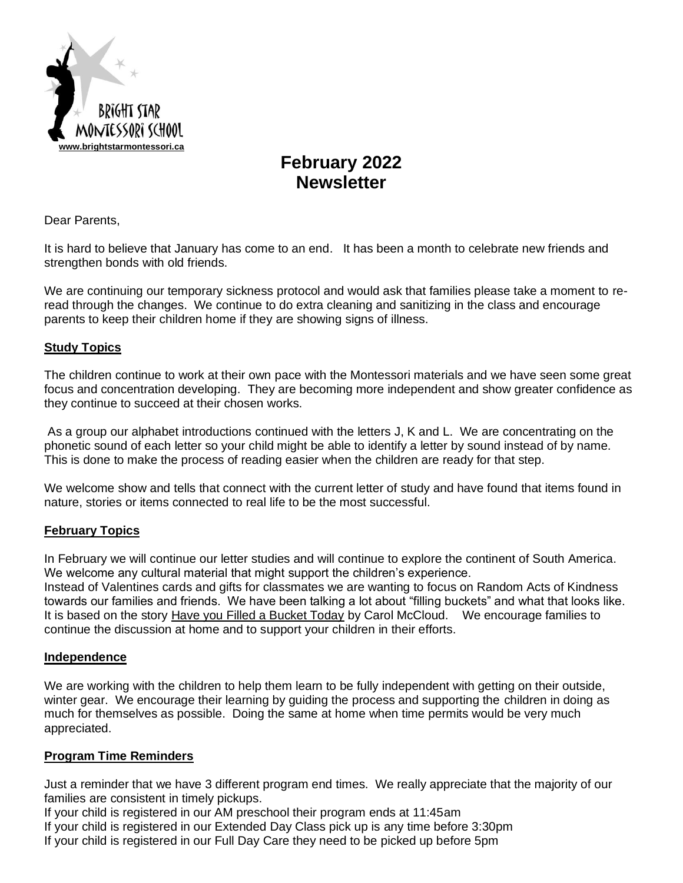BRIGHT STAR MONTESSORI SCHOOL
www.brightstarmontessori.ca

# February 2022 Newsletter

Dear Parents,

It is hard to believe that January has come to an end. It has been a month to celebrate new friends and strengthen bonds with old friends.

We are continuing our temporary sickness protocol and would ask that families please take a moment to re-read through the changes. We continue to do extra cleaning and sanitizing in the class and encourage parents to keep their children home if they are showing signs of illness.

## Study Topics

The children continue to work at their own pace with the Montessori materials and we have seen some great focus and concentration developing. They are becoming more independent and show greater confidence as they continue to succeed at their chosen works.

As a group our alphabet introductions continued with the letters J, K and L. We are concentrating on the phonetic sound of each letter so your child might be able to identify a letter by sound instead of by name. This is done to make the process of reading easier when the children are ready for that step.

We welcome show and tells that connect with the current letter of study and have found that items found in nature, stories or items connected to real life to be the most successful.

## February Topics

In February we will continue our letter studies and will continue to explore the continent of South America. We welcome any cultural material that might support the children's experience.
Instead of Valentines cards and gifts for classmates we are wanting to focus on Random Acts of Kindness towards our families and friends. We have been talking a lot about "filling buckets" and what that looks like. It is based on the story Have you Filled a Bucket Today by Carol McCloud. We encourage families to continue the discussion at home and to support your children in their efforts.

## Independence

We are working with the children to help them learn to be fully independent with getting on their outside, winter gear. We encourage their learning by guiding the process and supporting the children in doing as much for themselves as possible. Doing the same at home when time permits would be very much appreciated.

## Program Time Reminders

Just a reminder that we have 3 different program end times. We really appreciate that the majority of our families are consistent in timely pickups.
If your child is registered in our AM preschool their program ends at 11:45am
If your child is registered in our Extended Day Class pick up is any time before 3:30pm
If your child is registered in our Full Day Care they need to be picked up before 5pm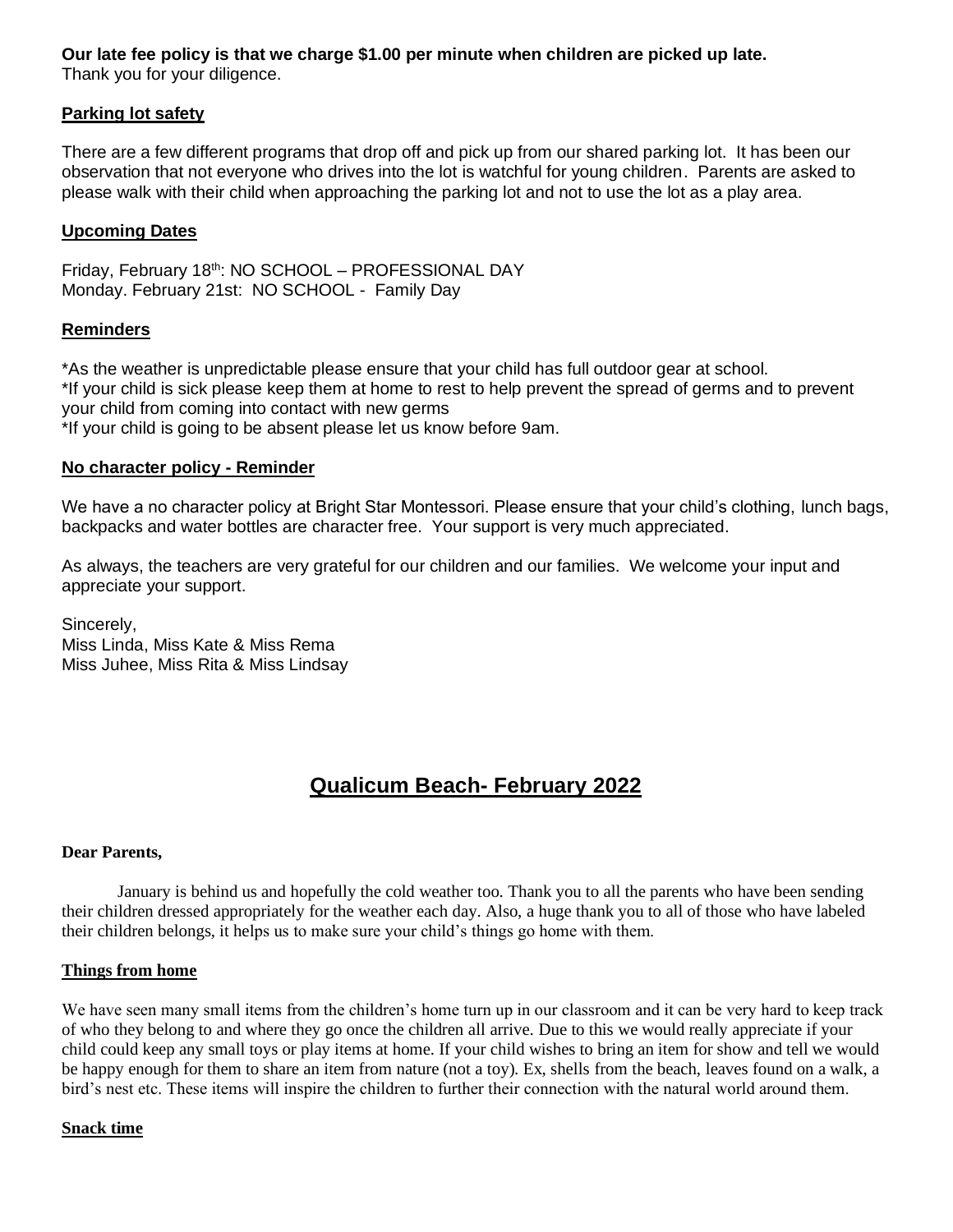**Our late fee policy is that we charge $1.00 per minute when children are picked up late.**
Thank you for your diligence.

**Parking lot safety**

There are a few different programs that drop off and pick up from our shared parking lot. It has been our observation that not everyone who drives into the lot is watchful for young children. Parents are asked to please walk with their child when approaching the parking lot and not to use the lot as a play area.

**Upcoming Dates**

Friday, February 18th: NO SCHOOL – PROFESSIONAL DAY
Monday. February 21st: NO SCHOOL - Family Day

**Reminders**

*As the weather is unpredictable please ensure that your child has full outdoor gear at school.
*If your child is sick please keep them at home to rest to help prevent the spread of germs and to prevent your child from coming into contact with new germs
*If your child is going to be absent please let us know before 9am.

**No character policy - Reminder**

We have a no character policy at Bright Star Montessori. Please ensure that your child's clothing, lunch bags, backpacks and water bottles are character free. Your support is very much appreciated.

As always, the teachers are very grateful for our children and our families. We welcome your input and appreciate your support.

Sincerely,
Miss Linda, Miss Kate & Miss Rema
Miss Juhee, Miss Rita & Miss Lindsay

# Qualicum Beach- February 2022

**Dear Parents,**

January is behind us and hopefully the cold weather too. Thank you to all the parents who have been sending their children dressed appropriately for the weather each day. Also, a huge thank you to all of those who have labeled their children belongs, it helps us to make sure your child's things go home with them.

**Things from home**

We have seen many small items from the children's home turn up in our classroom and it can be very hard to keep track of who they belong to and where they go once the children all arrive. Due to this we would really appreciate if your child could keep any small toys or play items at home. If your child wishes to bring an item for show and tell we would be happy enough for them to share an item from nature (not a toy). Ex, shells from the beach, leaves found on a walk, a bird's nest etc. These items will inspire the children to further their connection with the natural world around them.

**Snack time**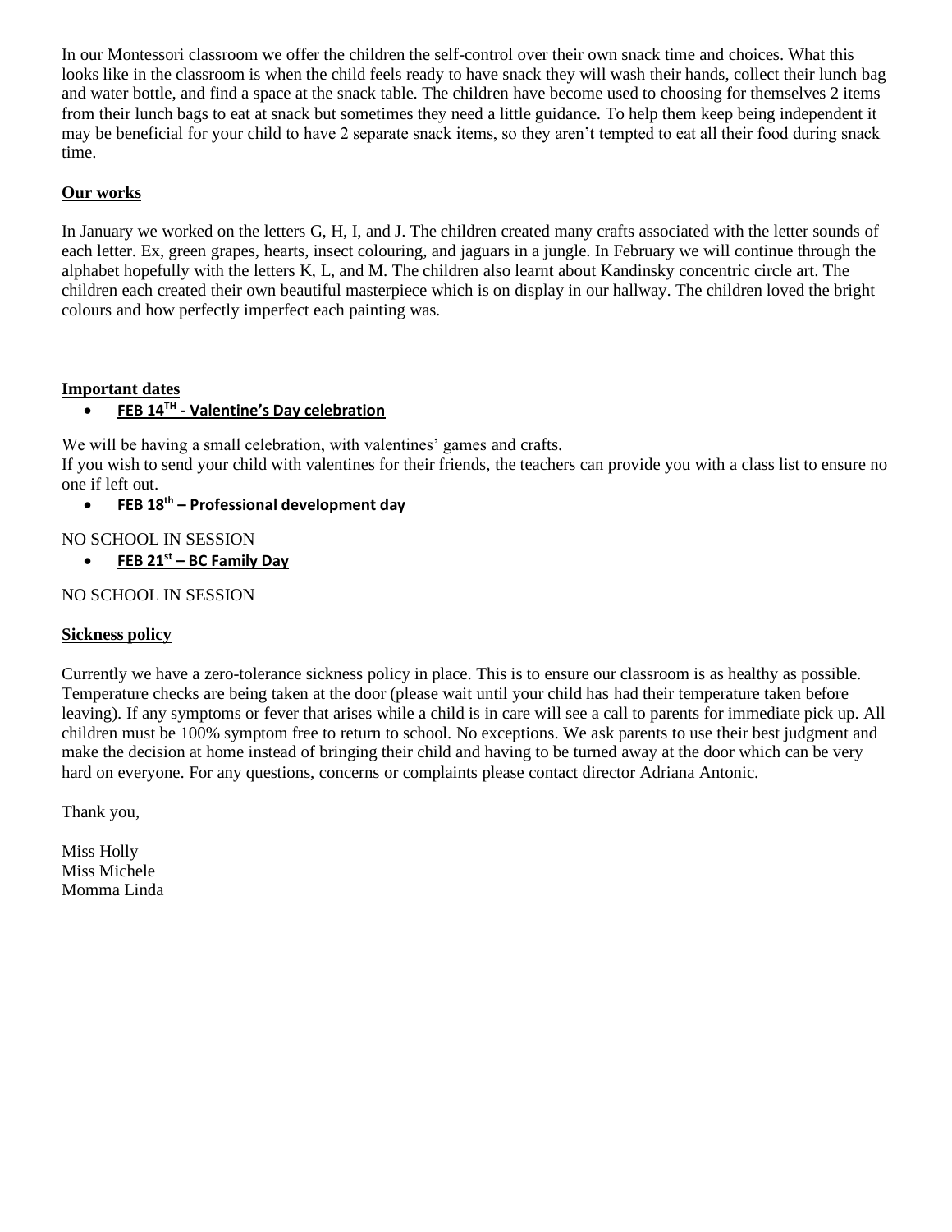In our Montessori classroom we offer the children the self-control over their own snack time and choices. What this looks like in the classroom is when the child feels ready to have snack they will wash their hands, collect their lunch bag and water bottle, and find a space at the snack table. The children have become used to choosing for themselves 2 items from their lunch bags to eat at snack but sometimes they need a little guidance. To help them keep being independent it may be beneficial for your child to have 2 separate snack items, so they aren't tempted to eat all their food during snack time.

## Our works

In January we worked on the letters G, H, I, and J. The children created many crafts associated with the letter sounds of each letter. Ex, green grapes, hearts, insect colouring, and jaguars in a jungle. In February we will continue through the alphabet hopefully with the letters K, L, and M. The children also learnt about Kandinsky concentric circle art. The children each created their own beautiful masterpiece which is on display in our hallway. The children loved the bright colours and how perfectly imperfect each painting was.

## Important dates

- **FEB 14TH - Valentine's Day celebration**

We will be having a small celebration, with valentines' games and crafts.
If you wish to send your child with valentines for their friends, the teachers can provide you with a class list to ensure no one if left out.

- **FEB 18th – Professional development day**

NO SCHOOL IN SESSION

- **FEB 21st – BC Family Day**

NO SCHOOL IN SESSION

## Sickness policy

Currently we have a zero-tolerance sickness policy in place. This is to ensure our classroom is as healthy as possible. Temperature checks are being taken at the door (please wait until your child has had their temperature taken before leaving). If any symptoms or fever that arises while a child is in care will see a call to parents for immediate pick up. All children must be 100% symptom free to return to school. No exceptions. We ask parents to use their best judgment and make the decision at home instead of bringing their child and having to be turned away at the door which can be very hard on everyone. For any questions, concerns or complaints please contact director Adriana Antonic.

Thank you,

Miss Holly
Miss Michele
Momma Linda